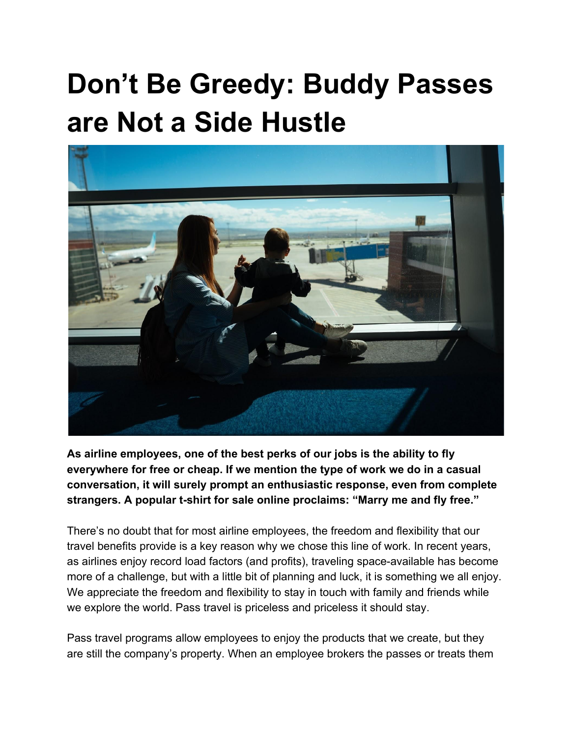# Don't Be Greedy: Buddy Passes are Not a Side Hustle

**As airline employees, one of the best perks of our jobs is the ability to fly everywhere for free or cheap. If we mention the type of work we do in a casual conversation, it will surely prompt an enthusiastic response, even from complete strangers. A popular t-shirt for sale online proclaims: "Marry me and fly free."**

There's no doubt that for most airline employees, the freedom and flexibility that our travel benefits provide is a key reason why we chose this line of work. In recent years, as airlines enjoy record load factors (and profits), traveling space-available has become more of a challenge, but with a little bit of planning and luck, it is something we all enjoy. We appreciate the freedom and flexibility to stay in touch with family and friends while we explore the world. Pass travel is priceless and priceless it should stay.

Pass travel programs allow employees to enjoy the products that we create, but they are still the company's property. When an employee brokers the passes or treats them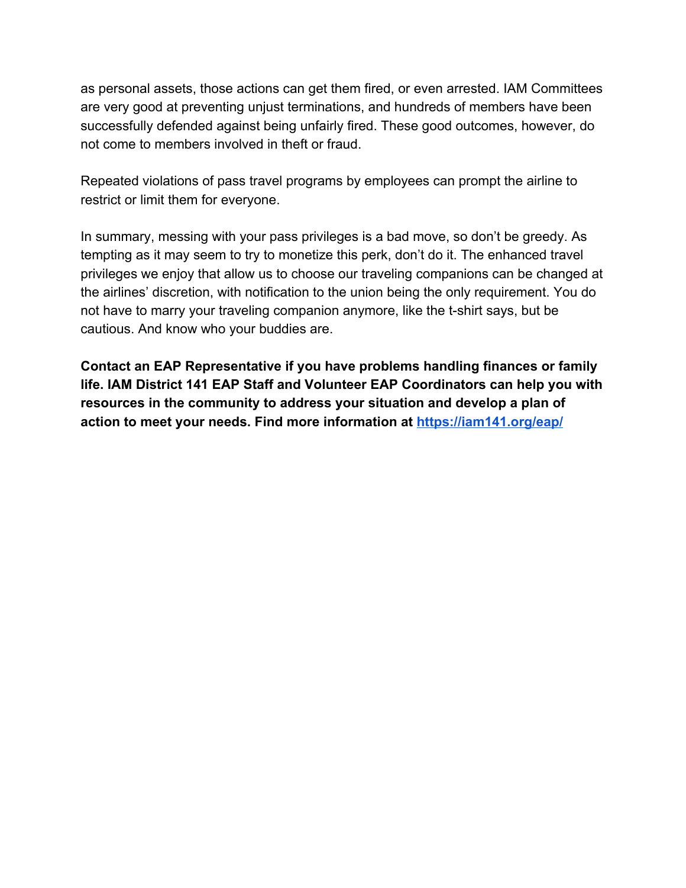as personal assets, those actions can get them fired, or even arrested. IAM Committees are very good at preventing unjust terminations, and hundreds of members have been successfully defended against being unfairly fired. These good outcomes, however, do not come to members involved in theft or fraud.

Repeated violations of pass travel programs by employees can prompt the airline to restrict or limit them for everyone.

In summary, messing with your pass privileges is a bad move, so don't be greedy. As tempting as it may seem to try to monetize this perk, don't do it. The enhanced travel privileges we enjoy that allow us to choose our traveling companions can be changed at the airlines' discretion, with notification to the union being the only requirement. You do not have to marry your traveling companion anymore, like the t-shirt says, but be cautious. And know who your buddies are.

**Contact an EAP Representative if you have problems handling finances or family life. IAM District 141 EAP Staff and Volunteer EAP Coordinators can help you with resources in the community to address your situation and develop a plan of action to meet your needs. Find more information at [https://iam141.org/eap/](https://iam141.org/eap/)**